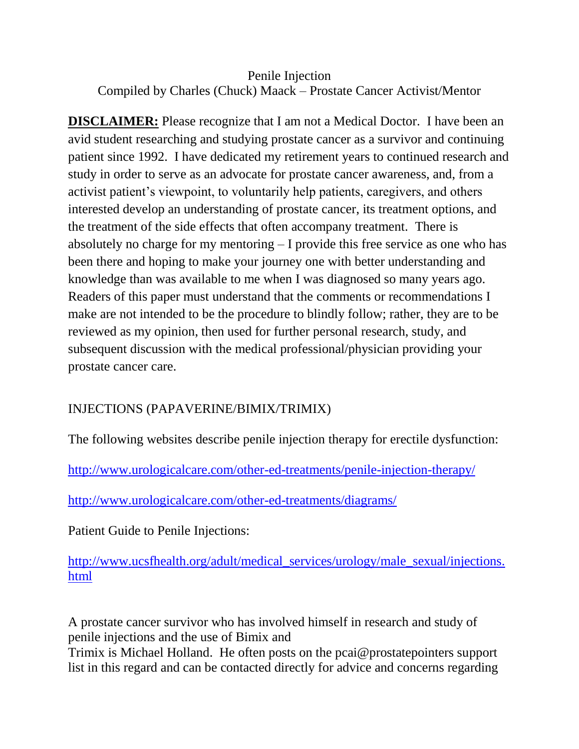# Penile Injection

Compiled by Charles (Chuck) Maack – Prostate Cancer Activist/Mentor

**DISCLAIMER:** Please recognize that I am not a Medical Doctor. I have been an avid student researching and studying prostate cancer as a survivor and continuing patient since 1992. I have dedicated my retirement years to continued research and study in order to serve as an advocate for prostate cancer awareness, and, from a activist patient's viewpoint, to voluntarily help patients, caregivers, and others interested develop an understanding of prostate cancer, its treatment options, and the treatment of the side effects that often accompany treatment. There is absolutely no charge for my mentoring – I provide this free service as one who has been there and hoping to make your journey one with better understanding and knowledge than was available to me when I was diagnosed so many years ago. Readers of this paper must understand that the comments or recommendations I make are not intended to be the procedure to blindly follow; rather, they are to be reviewed as my opinion, then used for further personal research, study, and subsequent discussion with the medical professional/physician providing your prostate cancer care.

INJECTIONS (PAPAVERINE/BIMIX/TRIMIX)

The following websites describe penile injection therapy for erectile dysfunction:

http://www.urologicalcare.com/other-ed-treatments/penile-injection-therapy/

http://www.urologicalcare.com/other-ed-treatments/diagrams/

Patient Guide to Penile Injections:

http://www.ucsfhealth.org/adult/medical_services/urology/male_sexual/injections.html

A prostate cancer survivor who has involved himself in research and study of penile injections and the use of Bimix and Trimix is Michael Holland. He often posts on the pcai@prostatepointers support list in this regard and can be contacted directly for advice and concerns regarding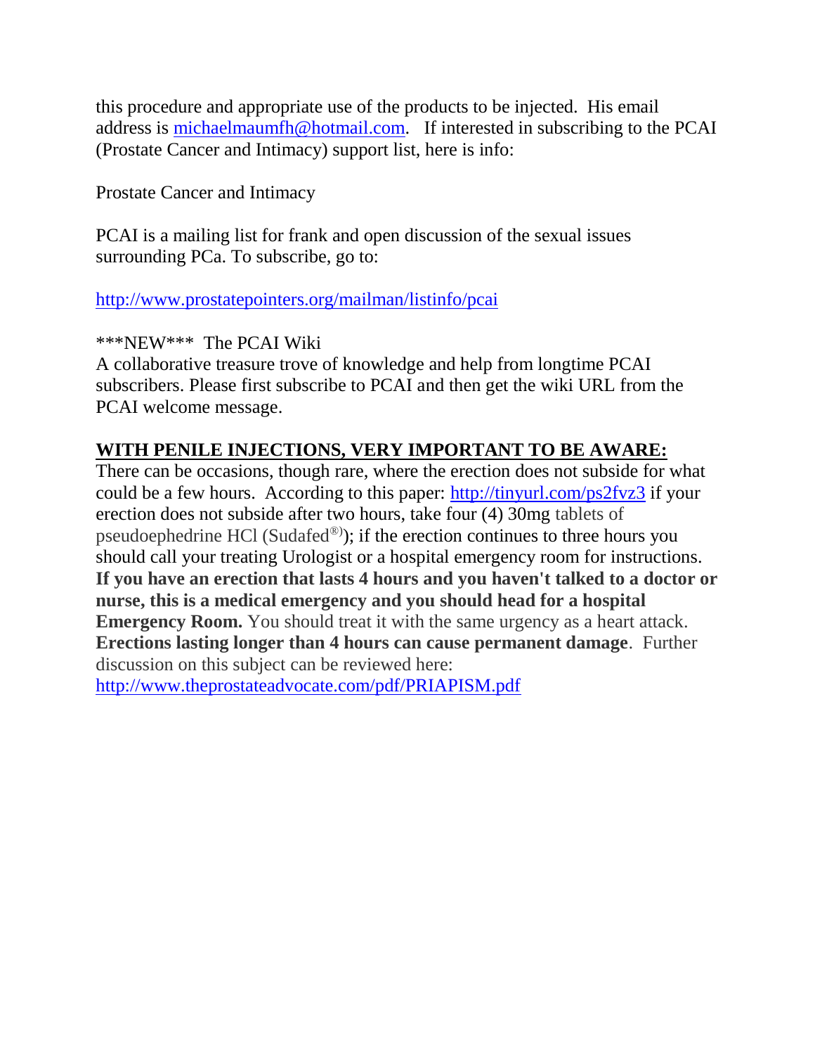this procedure and appropriate use of the products to be injected. His email address is michaelmaumfh@hotmail.com. If interested in subscribing to the PCAI (Prostate Cancer and Intimacy) support list, here is info:

Prostate Cancer and Intimacy

PCAI is a mailing list for frank and open discussion of the sexual issues surrounding PCa. To subscribe, go to:

http://www.prostatepointers.org/mailman/listinfo/pcai

\*\*\*NEW\*\*\* The PCAI Wiki
A collaborative treasure trove of knowledge and help from longtime PCAI subscribers. Please first subscribe to PCAI and then get the wiki URL from the PCAI welcome message.

**WITH PENILE INJECTIONS, VERY IMPORTANT TO BE AWARE:**
There can be occasions, though rare, where the erection does not subside for what could be a few hours. According to this paper: http://tinyurl.com/ps2fvz3 if your erection does not subside after two hours, take four (4) 30mg tablets of pseudoephedrine HCl (Sudafed®); if the erection continues to three hours you should call your treating Urologist or a hospital emergency room for instructions. **If you have an erection that lasts 4 hours and you haven't talked to a doctor or nurse, this is a medical emergency and you should head for a hospital Emergency Room.** You should treat it with the same urgency as a heart attack. **Erections lasting longer than 4 hours can cause permanent damage**. Further discussion on this subject can be reviewed here:
http://www.theprostateadvocate.com/pdf/PRIAPISM.pdf